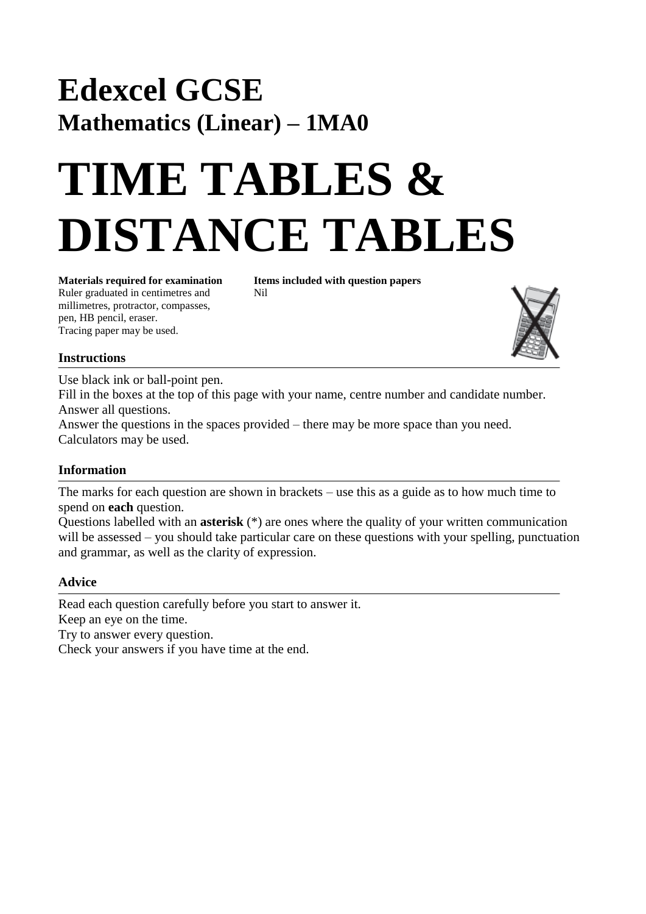# Edexcel GCSE

## Mathematics (Linear) – 1MA0

# TIME TABLES & DISTANCE TABLES

**Materials required for examination**
Ruler graduated in centimetres and millimetres, protractor, compasses, pen, HB pencil, eraser.
Tracing paper may be used.

**Items included with question papers**
Nil

### Instructions

Use black ink or ball-point pen.
Fill in the boxes at the top of this page with your name, centre number and candidate number.
Answer all questions.
Answer the questions in the spaces provided – there may be more space than you need.
Calculators may be used.

### Information

The marks for each question are shown in brackets – use this as a guide as to how much time to spend on **each** question.
Questions labelled with an **asterisk** (*) are ones where the quality of your written communication will be assessed – you should take particular care on these questions with your spelling, punctuation and grammar, as well as the clarity of expression.

### Advice

Read each question carefully before you start to answer it.
Keep an eye on the time.
Try to answer every question.
Check your answers if you have time at the end.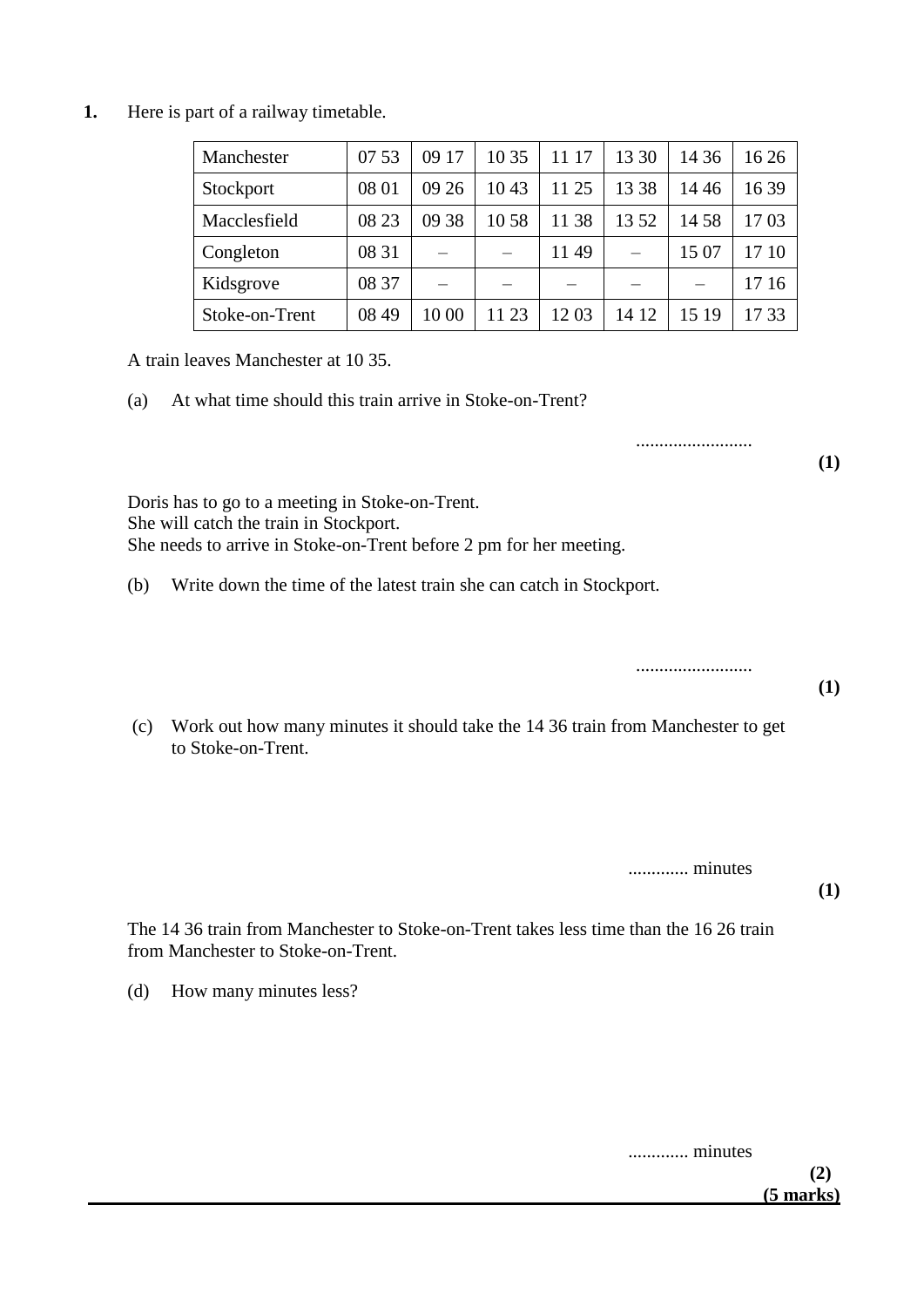**1.** Here is part of a railway timetable.

| Manchester | 07 53 | 09 17 | 10 35 | 11 17 | 13 30 | 14 36 | 16 26 |
|---|---|---|---|---|---|---|---|
| Stockport | 08 01 | 09 26 | 10 43 | 11 25 | 13 38 | 14 46 | 16 39 |
| Macclesfield | 08 23 | 09 38 | 10 58 | 11 38 | 13 52 | 14 58 | 17 03 |
| Congleton | 08 31 | – | – | 11 49 | – | 15 07 | 17 10 |
| Kidsgrove | 08 37 | – | – | – | – | – | 17 16 |
| Stoke-on-Trent | 08 49 | 10 00 | 11 23 | 12 03 | 14 12 | 15 19 | 17 33 |

A train leaves Manchester at 10 35.

(a) At what time should this train arrive in Stoke-on-Trent?

.........................

**(1)**

Doris has to go to a meeting in Stoke-on-Trent.
She will catch the train in Stockport.
She needs to arrive in Stoke-on-Trent before 2 pm for her meeting.

(b) Write down the time of the latest train she can catch in Stockport.

.........................

**(1)**

(c) Work out how many minutes it should take the 14 36 train from Manchester to get to Stoke-on-Trent.

............. minutes

**(1)**

The 14 36 train from Manchester to Stoke-on-Trent takes less time than the 16 26 train from Manchester to Stoke-on-Trent.

(d) How many minutes less?

............. minutes

**(2)**

**(5 marks)**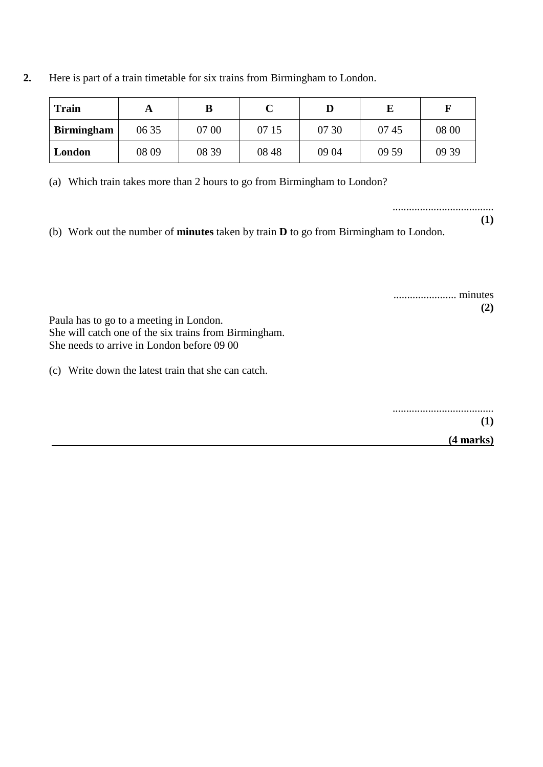**2.** Here is part of a train timetable for six trains from Birmingham to London.

| **Train** | **A** | **B** | **C** | **D** | **E** | **F** |
|---|---|---|---|---|---|---|
| **Birmingham** | 06 35 | 07 00 | 07 15 | 07 30 | 07 45 | 08 00 |
| **London** | 08 09 | 08 39 | 08 48 | 09 04 | 09 59 | 09 39 |

(a) Which train takes more than 2 hours to go from Birmingham to London?

.....................................

**(1)**

(b) Work out the number of **minutes** taken by train **D** to go from Birmingham to London.

....................... minutes

**(2)**

Paula has to go to a meeting in London.
She will catch one of the six trains from Birmingham.
She needs to arrive in London before 09 00

(c) Write down the latest train that she can catch.

.....................................

**(1)**

**(4 marks)**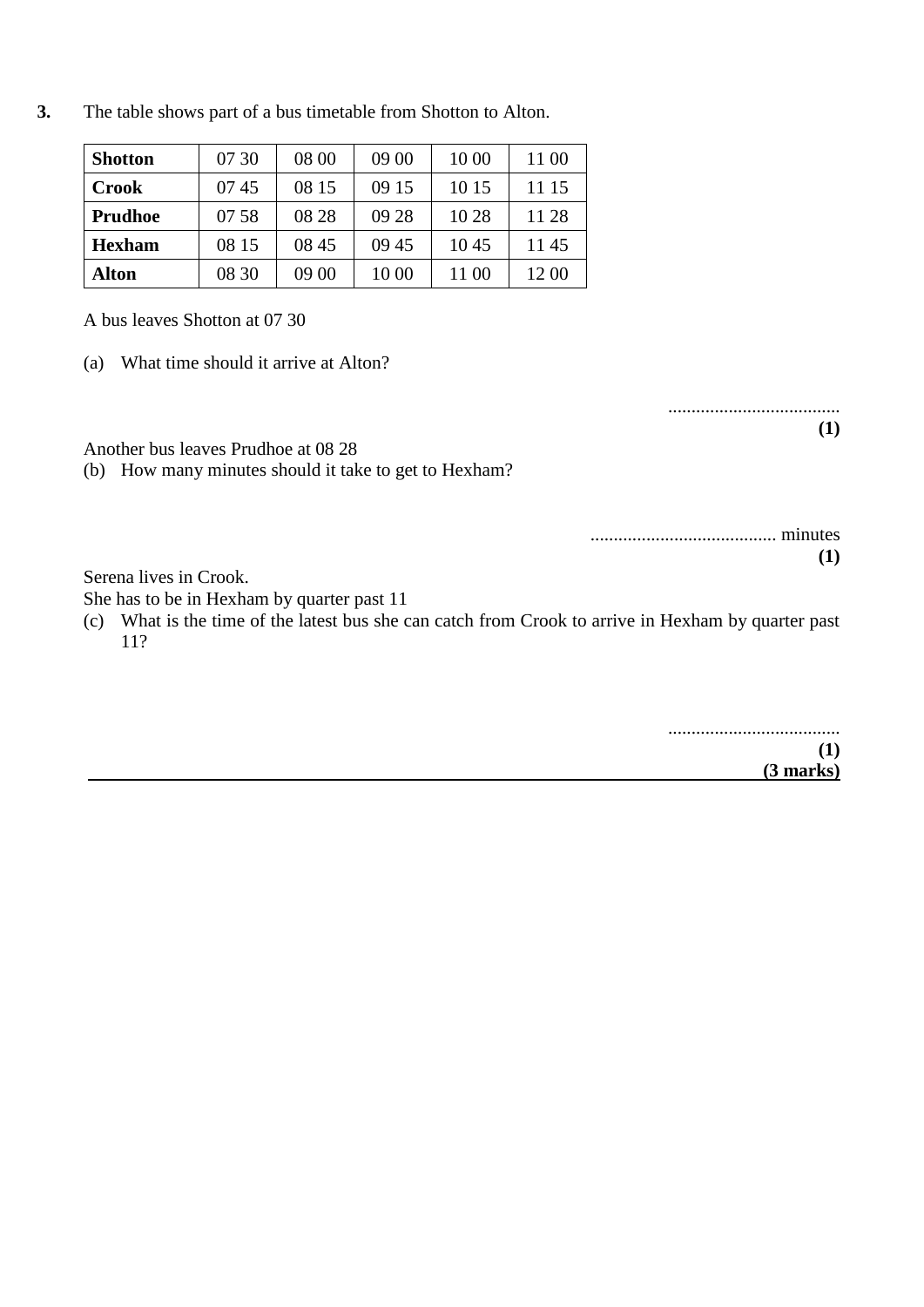**3.** The table shows part of a bus timetable from Shotton to Alton.

| **Shotton** | 07 30 | 08 00 | 09 00 | 10 00 | 11 00 |
|---|---|---|---|---|---|
| **Crook** | 07 45 | 08 15 | 09 15 | 10 15 | 11 15 |
| **Prudhoe** | 07 58 | 08 28 | 09 28 | 10 28 | 11 28 |
| **Hexham** | 08 15 | 08 45 | 09 45 | 10 45 | 11 45 |
| **Alton** | 08 30 | 09 00 | 10 00 | 11 00 | 12 00 |

A bus leaves Shotton at 07 30

(a) What time should it arrive at Alton?

.....................................
**(1)**

Another bus leaves Prudhoe at 08 28

(b) How many minutes should it take to get to Hexham?

........................................ minutes
**(1)**

Serena lives in Crook.
She has to be in Hexham by quarter past 11

(c) What is the time of the latest bus she can catch from Crook to arrive in Hexham by quarter past 11?

.....................................
**(1)**
**(3 marks)**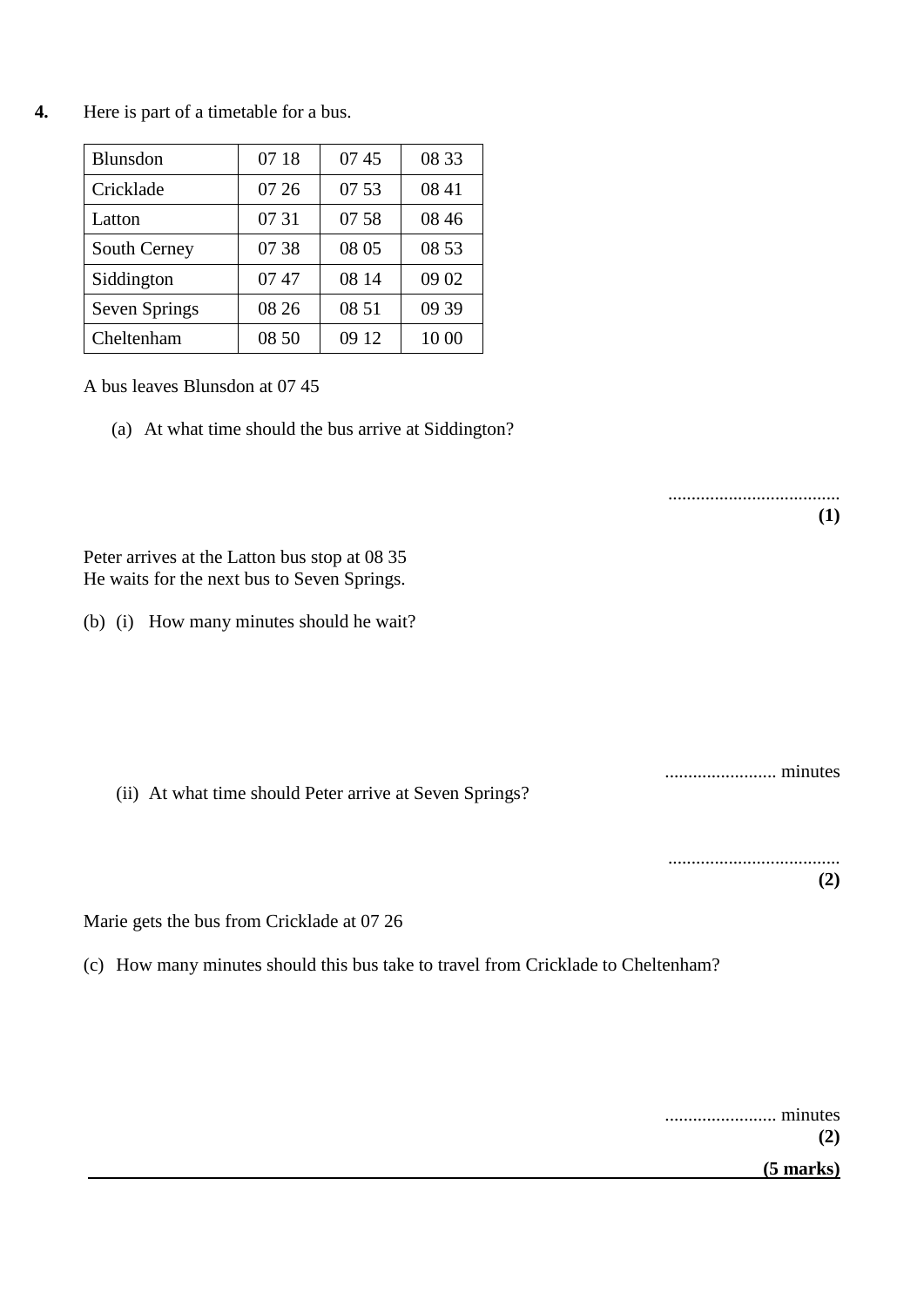**4.** Here is part of a timetable for a bus.

| Blunsdon | 07 18 | 07 45 | 08 33 |
|---|---|---|---|
| Cricklade | 07 26 | 07 53 | 08 41 |
| Latton | 07 31 | 07 58 | 08 46 |
| South Cerney | 07 38 | 08 05 | 08 53 |
| Siddington | 07 47 | 08 14 | 09 02 |
| Seven Springs | 08 26 | 08 51 | 09 39 |
| Cheltenham | 08 50 | 09 12 | 10 00 |

A bus leaves Blunsdon at 07 45

(a) At what time should the bus arrive at Siddington?

.....................................

**(1)**

Peter arrives at the Latton bus stop at 08 35
He waits for the next bus to Seven Springs.

(b) (i) How many minutes should he wait?

........................ minutes

(ii) At what time should Peter arrive at Seven Springs?

.....................................

**(2)**

Marie gets the bus from Cricklade at 07 26

(c) How many minutes should this bus take to travel from Cricklade to Cheltenham?

........................ minutes

**(2)**

**(5 marks)**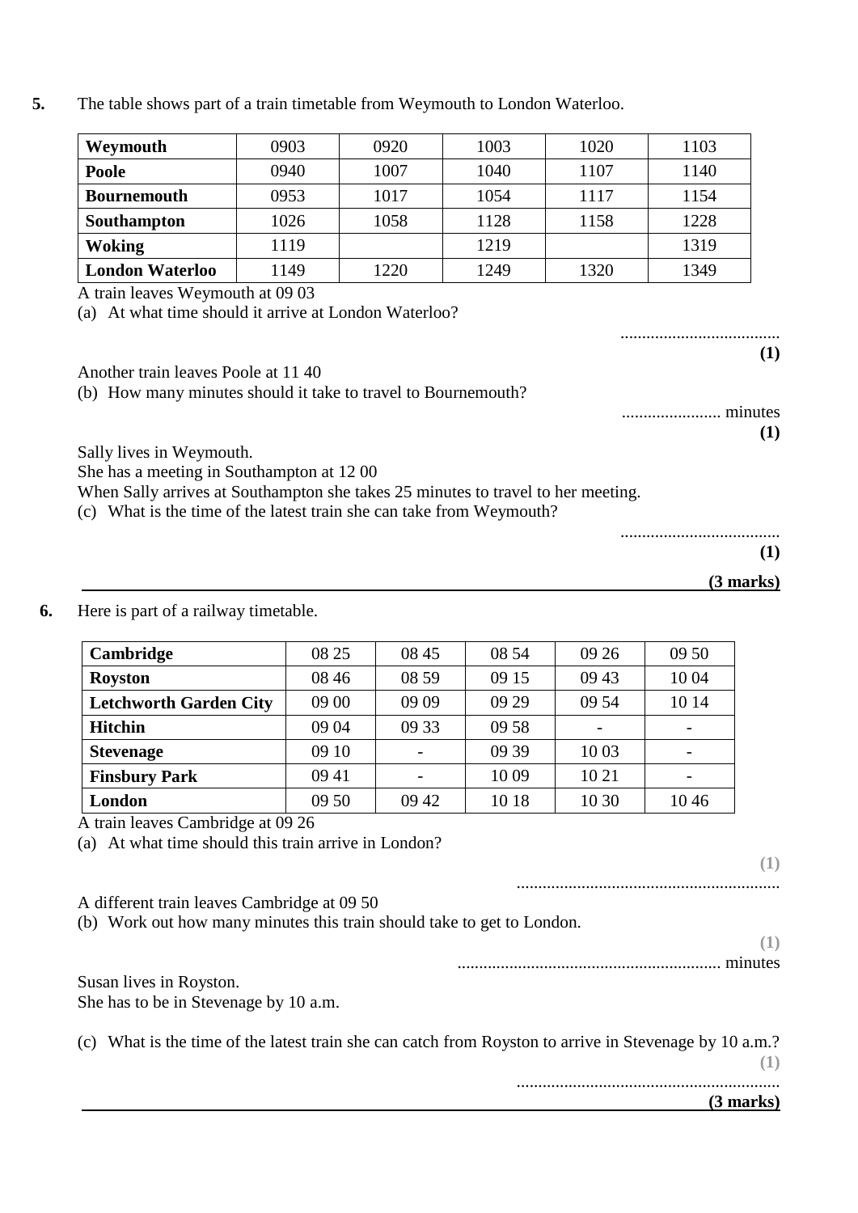**5.** The table shows part of a train timetable from Weymouth to London Waterloo.

| **Weymouth** | 0903 | 0920 | 1003 | 1020 | 1103 |
|---|---|---|---|---|---|
| **Poole** | 0940 | 1007 | 1040 | 1107 | 1140 |
| **Bournemouth** | 0953 | 1017 | 1054 | 1117 | 1154 |
| **Southampton** | 1026 | 1058 | 1128 | 1158 | 1228 |
| **Woking** | 1119 | | 1219 | | 1319 |
| **London Waterloo** | 1149 | 1220 | 1249 | 1320 | 1349 |

A train leaves Weymouth at 09 03

(a) At what time should it arrive at London Waterloo?

.....................................
**(1)**

Another train leaves Poole at 11 40

(b) How many minutes should it take to travel to Bournemouth?

....................... minutes
**(1)**

Sally lives in Weymouth.
She has a meeting in Southampton at 12 00
When Sally arrives at Southampton she takes 25 minutes to travel to her meeting.

(c) What is the time of the latest train she can take from Weymouth?

.....................................
**(1)**

**(3 marks)**

**6.** Here is part of a railway timetable.

| **Cambridge** | 08 25 | 08 45 | 08 54 | 09 26 | 09 50 |
|---|---|---|---|---|---|
| **Royston** | 08 46 | 08 59 | 09 15 | 09 43 | 10 04 |
| **Letchworth Garden City** | 09 00 | 09 09 | 09 29 | 09 54 | 10 14 |
| **Hitchin** | 09 04 | 09 33 | 09 58 | - | - |
| **Stevenage** | 09 10 | - | 09 39 | 10 03 | - |
| **Finsbury Park** | 09 41 | - | 10 09 | 10 21 | - |
| **London** | 09 50 | 09 42 | 10 18 | 10 30 | 10 46 |

A train leaves Cambridge at 09 26

(a) At what time should this train arrive in London?

**(1)**
.............................................................

A different train leaves Cambridge at 09 50

(b) Work out how many minutes this train should take to get to London.

**(1)**
............................................................. minutes

Susan lives in Royston.
She has to be in Stevenage by 10 a.m.

(c) What is the time of the latest train she can catch from Royston to arrive in Stevenage by 10 a.m.?

**(1)**
.............................................................

**(3 marks)**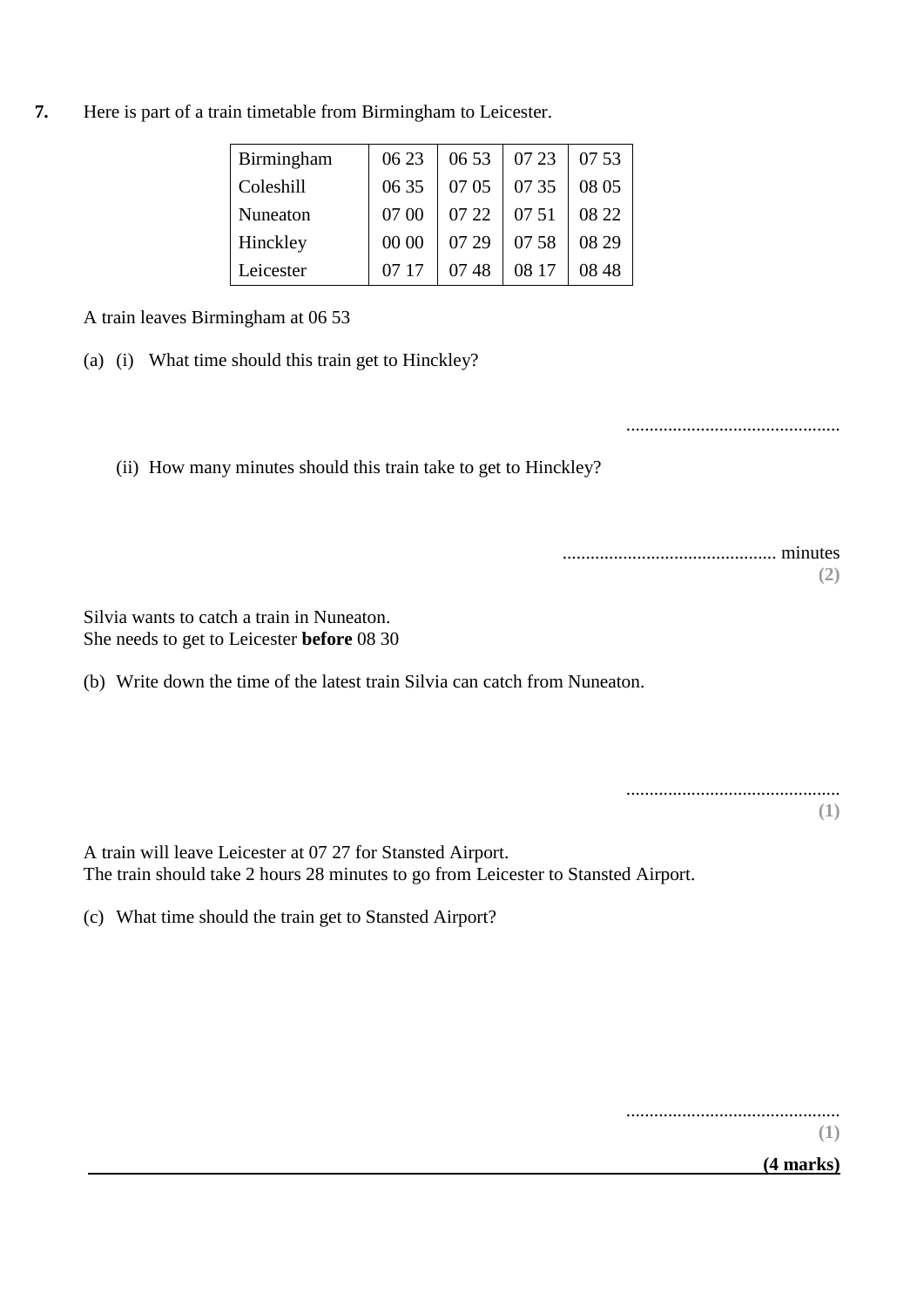**7.** Here is part of a train timetable from Birmingham to Leicester.

| | | | | |
|---|---|---|---|---|
| Birmingham | 06 23 | 06 53 | 07 23 | 07 53 |
| Coleshill | 06 35 | 07 05 | 07 35 | 08 05 |
| Nuneaton | 07 00 | 07 22 | 07 51 | 08 22 |
| Hinckley | 00 00 | 07 29 | 07 58 | 08 29 |
| Leicester | 07 17 | 07 48 | 08 17 | 08 48 |

A train leaves Birmingham at 06 53

(a) (i) What time should this train get to Hinckley?

..............................................

(ii) How many minutes should this train take to get to Hinckley?

.............................................. minutes

**(2)**

Silvia wants to catch a train in Nuneaton.
She needs to get to Leicester **before** 08 30

(b) Write down the time of the latest train Silvia can catch from Nuneaton.

..............................................

**(1)**

A train will leave Leicester at 07 27 for Stansted Airport.
The train should take 2 hours 28 minutes to go from Leicester to Stansted Airport.

(c) What time should the train get to Stansted Airport?

..............................................

**(1)**

**(4 marks)**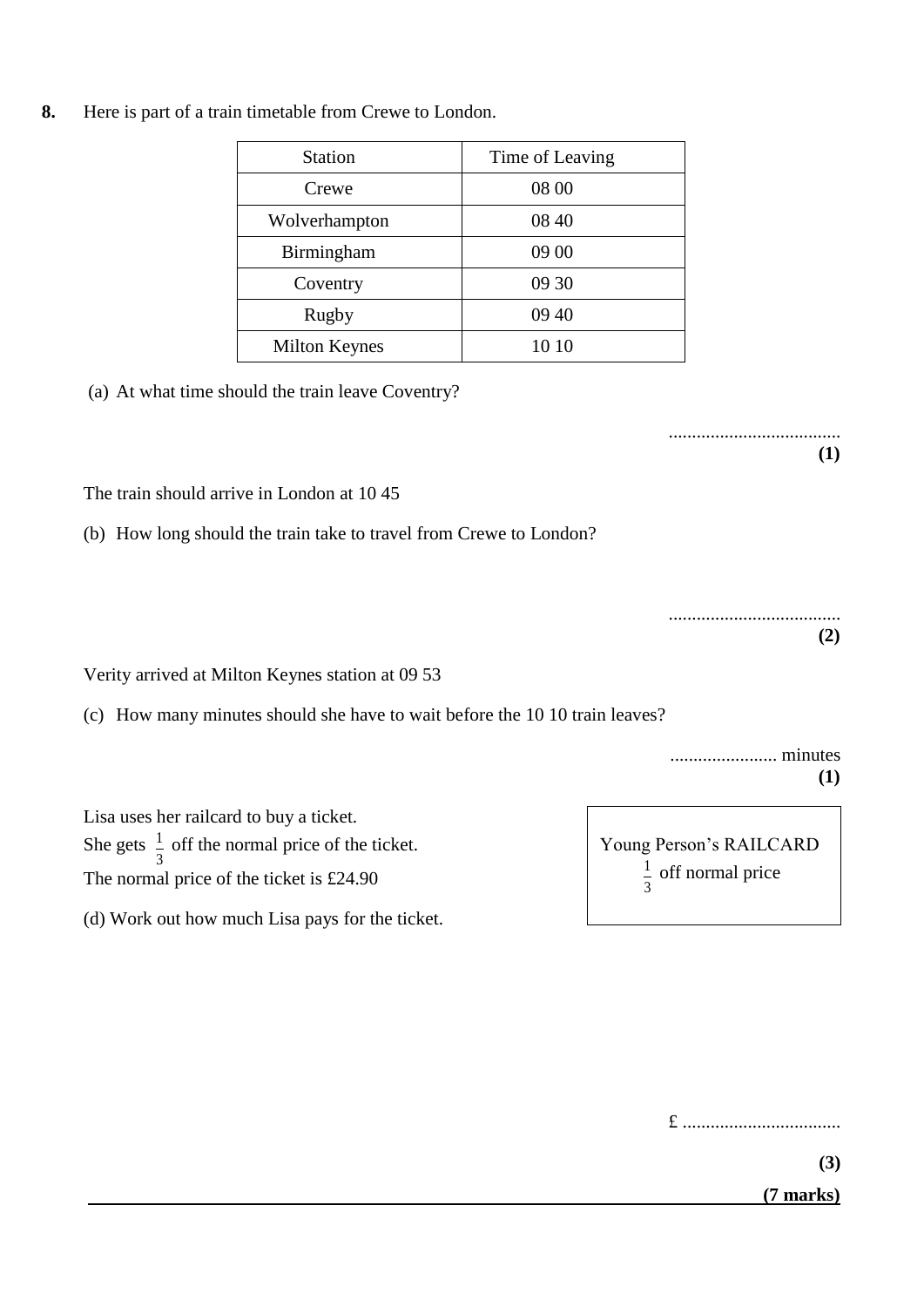**8.** Here is part of a train timetable from Crewe to London.

| Station | Time of Leaving |
|---|---|
| Crewe | 08 00 |
| Wolverhampton | 08 40 |
| Birmingham | 09 00 |
| Coventry | 09 30 |
| Rugby | 09 40 |
| Milton Keynes | 10 10 |

(a) At what time should the train leave Coventry?

.....................................

**(1)**

The train should arrive in London at 10 45

(b) How long should the train take to travel from Crewe to London?

.....................................

**(2)**

Verity arrived at Milton Keynes station at 09 53

(c) How many minutes should she have to wait before the 10 10 train leaves?

....................... minutes

**(1)**

Lisa uses her railcard to buy a ticket.
She gets $\frac{1}{3}$ off the normal price of the ticket.
The normal price of the ticket is £24.90

Young Person's RAILCARD
$\frac{1}{3}$ off normal price

(d) Work out how much Lisa pays for the ticket.

£ ..................................

**(3)**

**(7 marks)**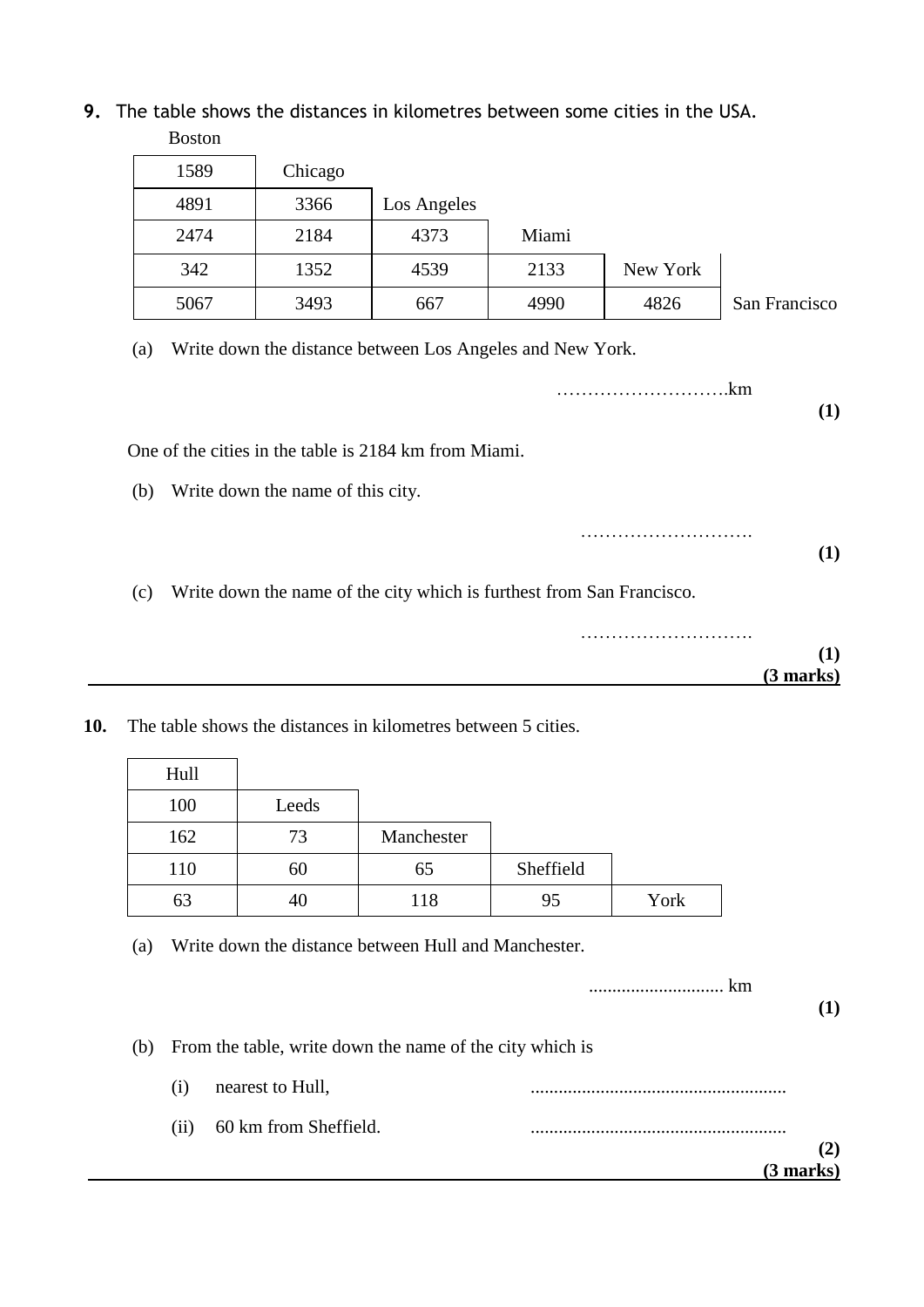**9.** The table shows the distances in kilometres between some cities in the USA.

| Boston | | | | | |
|---|---|---|---|---|---|
| 1589 | Chicago | | | | |
| 4891 | 3366 | Los Angeles | | | |
| 2474 | 2184 | 4373 | Miami | | |
| 342 | 1352 | 4539 | 2133 | New York | |
| 5067 | 3493 | 667 | 4990 | 4826 | San Francisco |

(a) Write down the distance between Los Angeles and New York.

……………………….km

**(1)**

One of the cities in the table is 2184 km from Miami.

(b) Write down the name of this city.

……………………….

**(1)**

(c) Write down the name of the city which is furthest from San Francisco.

……………………….

**(1)**

**(3 marks)**

---

**10.** The table shows the distances in kilometres between 5 cities.

| Hull | | | | |
|---|---|---|---|---|
| 100 | Leeds | | | |
| 162 | 73 | Manchester | | |
| 110 | 60 | 65 | Sheffield | |
| 63 | 40 | 118 | 95 | York |

(a) Write down the distance between Hull and Manchester.

............................. km

**(1)**

(b) From the table, write down the name of the city which is

(i) nearest to Hull, .......................................................

(ii) 60 km from Sheffield. .......................................................

**(2)**

**(3 marks)**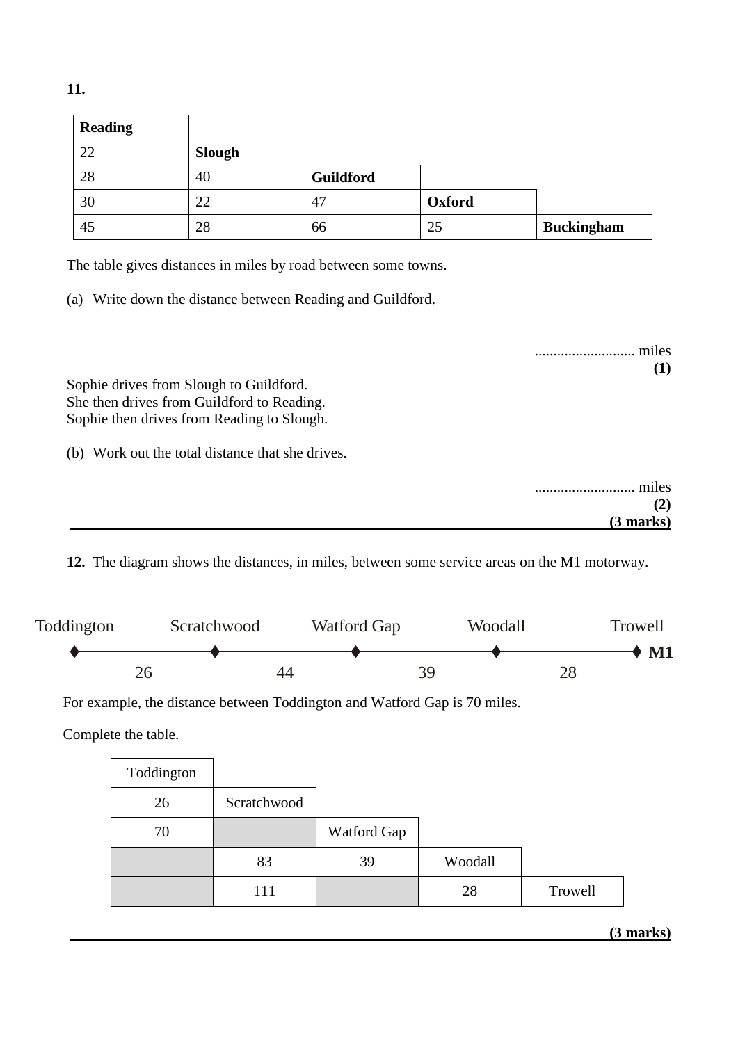**11.**

| Reading | | | | |
|---|---|---|---|---|
| 22 | Slough | | | |
| 28 | 40 | Guildford | | |
| 30 | 22 | 47 | Oxford | |
| 45 | 28 | 66 | 25 | Buckingham |

The table gives distances in miles by road between some towns.

(a) Write down the distance between Reading and Guildford.

........................... miles
**(1)**

Sophie drives from Slough to Guildford.
She then drives from Guildford to Reading.
Sophie then drives from Reading to Slough.

(b) Work out the total distance that she drives.

........................... miles
**(2)**
**(3 marks)**

---

**12.** The diagram shows the distances, in miles, between some service areas on the M1 motorway.

| Toddington | | Scratchwood | | Watford Gap | | Woodall | | Trowell |
|---|---|---|---|---|---|---|---|---|
| ♦ | 26 | ♦ | 44 | ♦ | 39 | ♦ | 28 | ♦ **M1** |

For example, the distance between Toddington and Watford Gap is 70 miles.

Complete the table.

| Toddington | | | | |
|---|---|---|---|---|
| 26 | Scratchwood | | | |
| 70 | | Watford Gap | | |
| | 83 | 39 | Woodall | |
| | 111 | | 28 | Trowell |

**(3 marks)**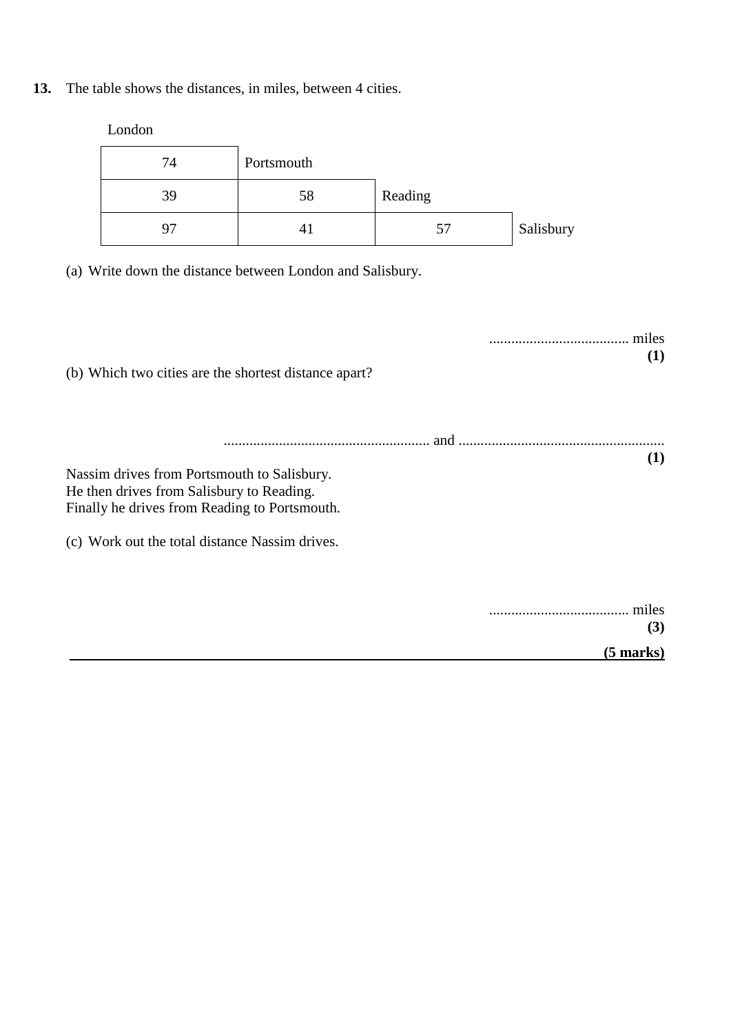**13.** The table shows the distances, in miles, between 4 cities.

| | | | |
|---|---|---|---|
| London | | | |
| 74 | Portsmouth | | |
| 39 | 58 | Reading | |
| 97 | 41 | 57 | Salisbury |

(a) Write down the distance between London and Salisbury.

...................................... miles
**(1)**

(b) Which two cities are the shortest distance apart?

........................................................ and ........................................................
**(1)**

Nassim drives from Portsmouth to Salisbury.
He then drives from Salisbury to Reading.
Finally he drives from Reading to Portsmouth.

(c) Work out the total distance Nassim drives.

...................................... miles
**(3)**

**(5 marks)**